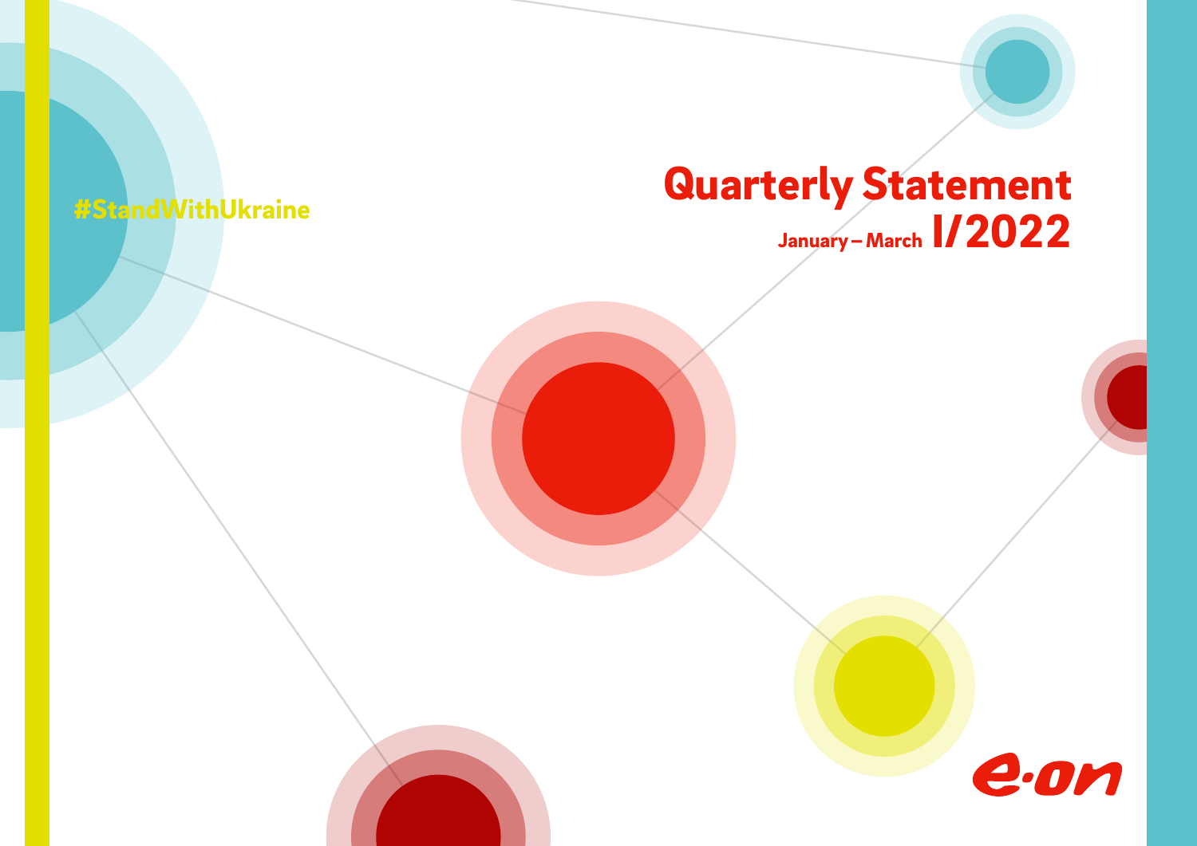#StandWithUkraine

# Quarterly Statement

January – March **I/2022**

e.on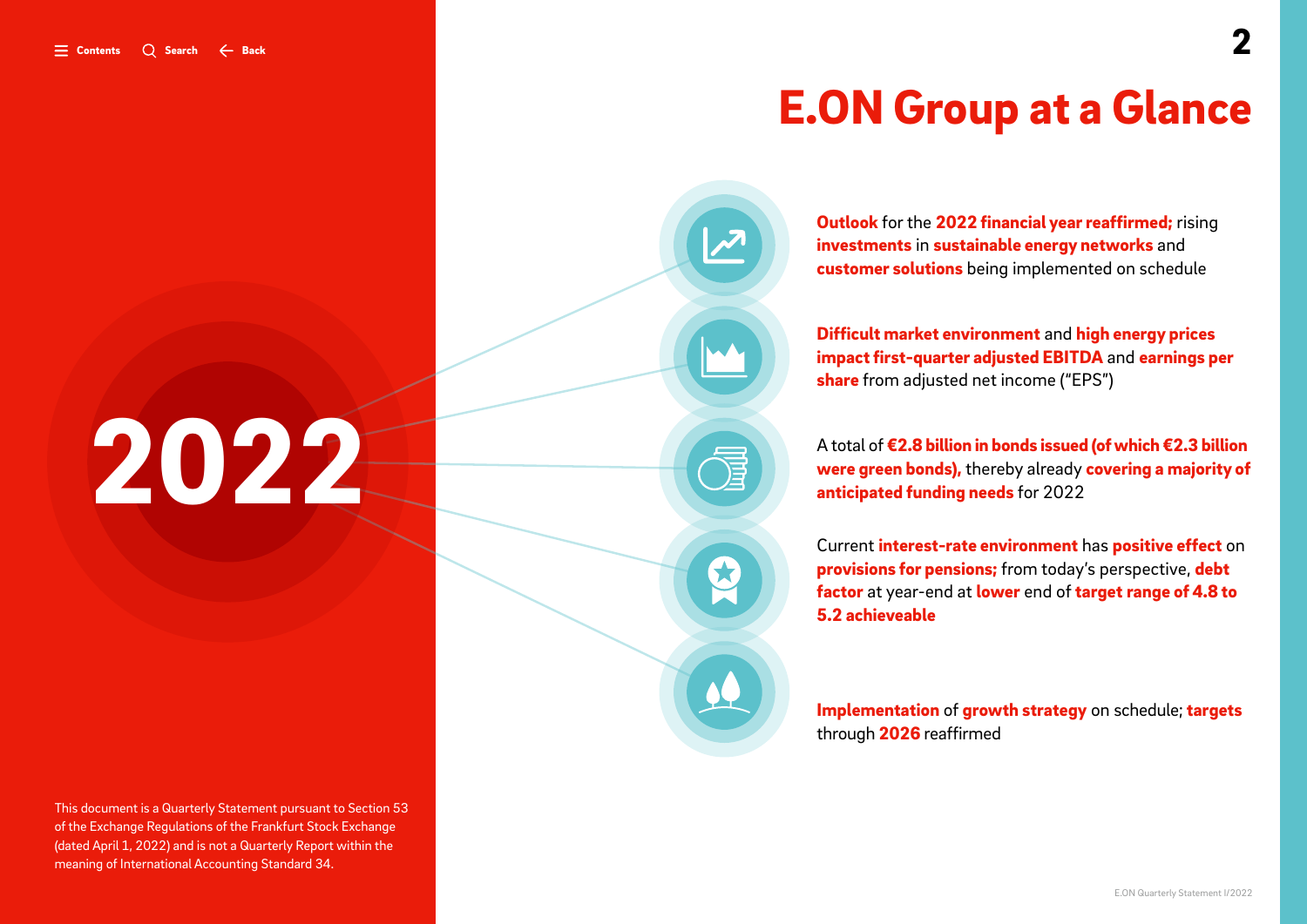# E.ON Group at a Glance

**2022**

**Outlook** for the **2022 financial year reaffirmed;** rising **investments** in **sustainable energy networks** and **customer solutions** being implemented on schedule

**Difficult market environment** and **high energy prices impact first-quarter adjusted EBITDA** and **earnings per share** from adjusted net income ("EPS")

A total of **€2.8 billion in bonds issued (of which €2.3 billion were green bonds),** thereby already **covering a majority of anticipated funding needs** for 2022

Current **interest-rate environment** has **positive effect** on **provisions for pensions;** from today's perspective, **debt factor** at year-end at **lower** end of **target range of 4.8 to 5.2 achieveable**

**Implementation** of **growth strategy** on schedule; **targets** through **2026** reaffirmed

This document is a Quarterly Statement pursuant to Section 53 of the Exchange Regulations of the Frankfurt Stock Exchange (dated April 1, 2022) and is not a Quarterly Report within the meaning of International Accounting Standard 34.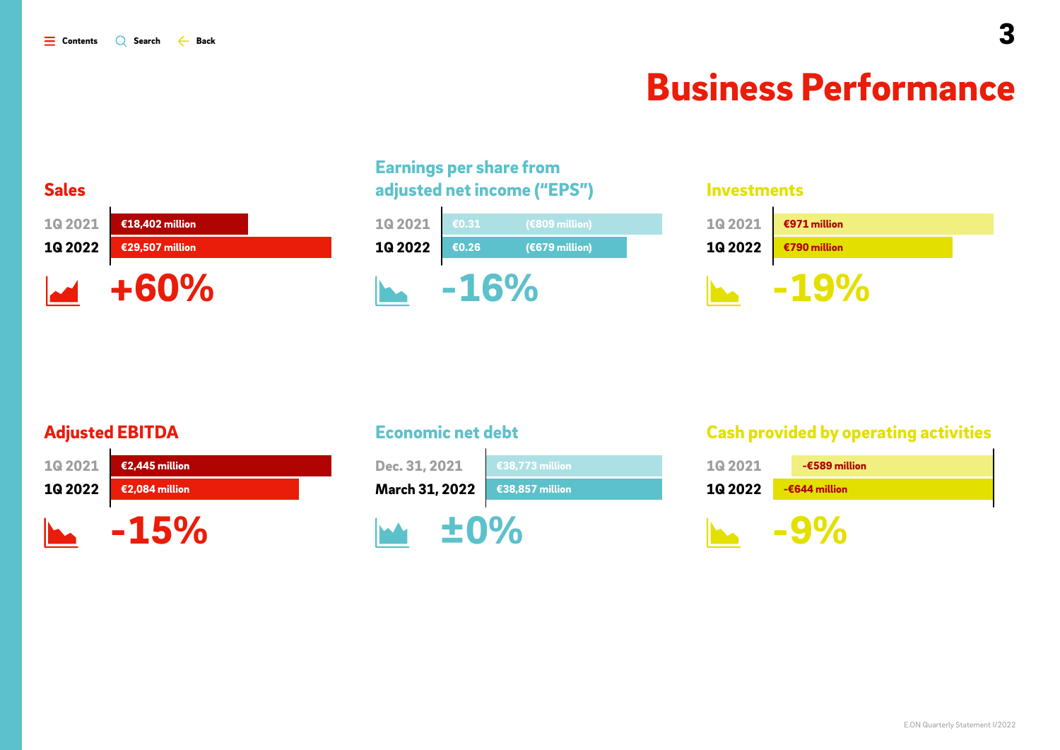# Business Performance

## Sales

| | |
|---|---|
| 1Q 2021 | €18,402 million |
| 1Q 2022 | €29,507 million |

**+60%**

## Earnings per share from adjusted net income ("EPS")

| | | |
|---|---|---|
| 1Q 2021 | €0.31 | (€809 million) |
| 1Q 2022 | €0.26 | (€679 million) |

**-16%**

## Investments

| | |
|---|---|
| 1Q 2021 | €971 million |
| 1Q 2022 | €790 million |

**-19%**

## Adjusted EBITDA

| | |
|---|---|
| 1Q 2021 | €2,445 million |
| 1Q 2022 | €2,084 million |

**-15%**

## Economic net debt

| | |
|---|---|
| Dec. 31, 2021 | €38,773 million |
| March 31, 2022 | €38,857 million |

**±0%**

## Cash provided by operating activities

| | |
|---|---|
| 1Q 2021 | -€589 million |
| 1Q 2022 | -€644 million |

**-9%**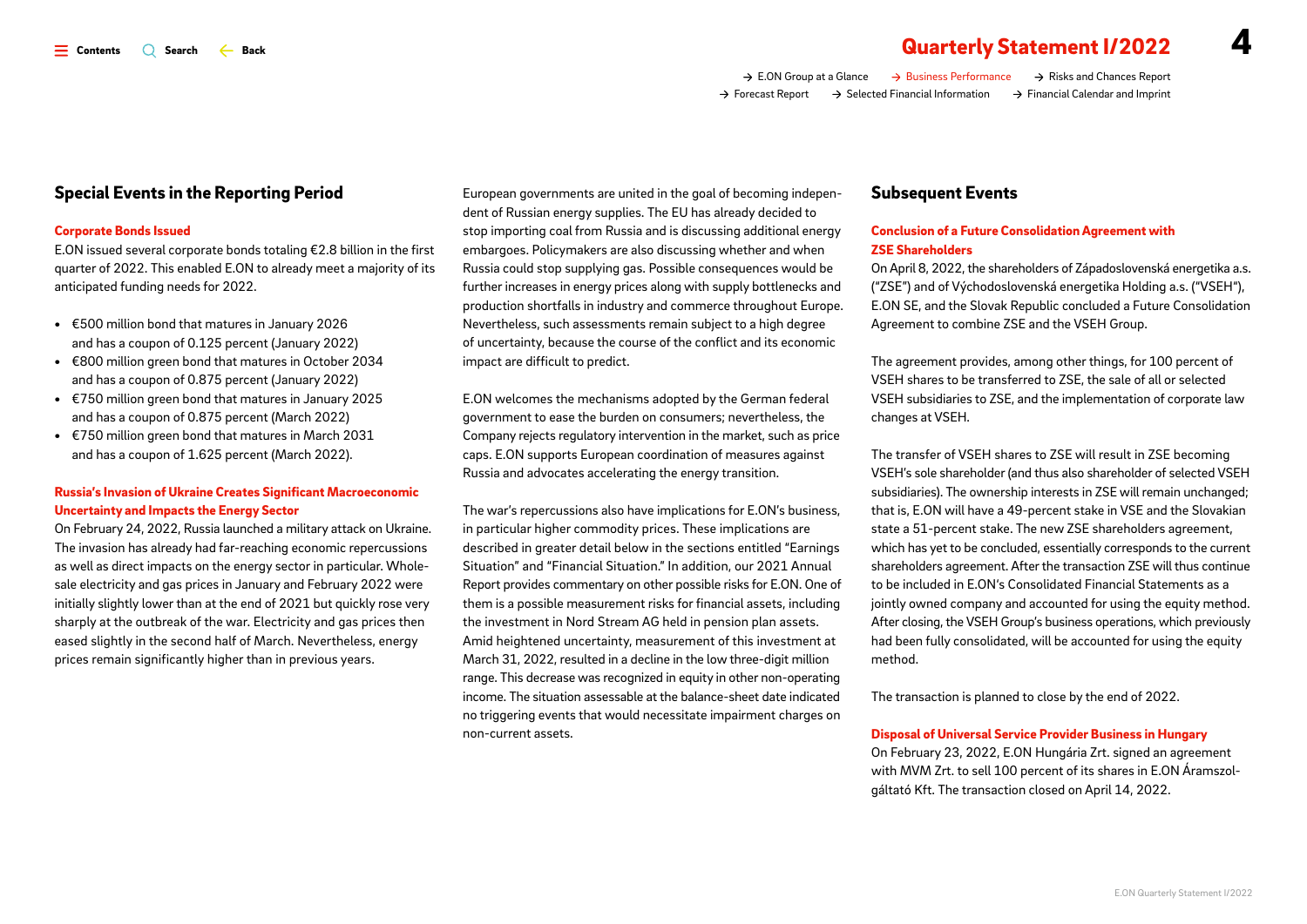## Special Events in the Reporting Period

### Corporate Bonds Issued

E.ON issued several corporate bonds totaling €2.8 billion in the first quarter of 2022. This enabled E.ON to already meet a majority of its anticipated funding needs for 2022.

- €500 million bond that matures in January 2026 and has a coupon of 0.125 percent (January 2022)
- €800 million green bond that matures in October 2034 and has a coupon of 0.875 percent (January 2022)
- €750 million green bond that matures in January 2025 and has a coupon of 0.875 percent (March 2022)
- €750 million green bond that matures in March 2031 and has a coupon of 1.625 percent (March 2022).

### Russia's Invasion of Ukraine Creates Significant Macroeconomic Uncertainty and Impacts the Energy Sector

On February 24, 2022, Russia launched a military attack on Ukraine. The invasion has already had far-reaching economic repercussions as well as direct impacts on the energy sector in particular. Wholesale electricity and gas prices in January and February 2022 were initially slightly lower than at the end of 2021 but quickly rose very sharply at the outbreak of the war. Electricity and gas prices then eased slightly in the second half of March. Nevertheless, energy prices remain significantly higher than in previous years.

European governments are united in the goal of becoming independent of Russian energy supplies. The EU has already decided to stop importing coal from Russia and is discussing additional energy embargoes. Policymakers are also discussing whether and when Russia could stop supplying gas. Possible consequences would be further increases in energy prices along with supply bottlenecks and production shortfalls in industry and commerce throughout Europe. Nevertheless, such assessments remain subject to a high degree of uncertainty, because the course of the conflict and its economic impact are difficult to predict.

E.ON welcomes the mechanisms adopted by the German federal government to ease the burden on consumers; nevertheless, the Company rejects regulatory intervention in the market, such as price caps. E.ON supports European coordination of measures against Russia and advocates accelerating the energy transition.

The war's repercussions also have implications for E.ON's business, in particular higher commodity prices. These implications are described in greater detail below in the sections entitled "Earnings Situation" and "Financial Situation." In addition, our 2021 Annual Report provides commentary on other possible risks for E.ON. One of them is a possible measurement risks for financial assets, including the investment in Nord Stream AG held in pension plan assets. Amid heightened uncertainty, measurement of this investment at March 31, 2022, resulted in a decline in the low three-digit million range. This decrease was recognized in equity in other non-operating income. The situation assessable at the balance-sheet date indicated no triggering events that would necessitate impairment charges on non-current assets.

## Subsequent Events

### Conclusion of a Future Consolidation Agreement with ZSE Shareholders

On April 8, 2022, the shareholders of Západoslovenská energetika a.s. ("ZSE") and of Východoslovenská energetika Holding a.s. ("VSEH"), E.ON SE, and the Slovak Republic concluded a Future Consolidation Agreement to combine ZSE and the VSEH Group.

The agreement provides, among other things, for 100 percent of VSEH shares to be transferred to ZSE, the sale of all or selected VSEH subsidiaries to ZSE, and the implementation of corporate law changes at VSEH.

The transfer of VSEH shares to ZSE will result in ZSE becoming VSEH's sole shareholder (and thus also shareholder of selected VSEH subsidiaries). The ownership interests in ZSE will remain unchanged; that is, E.ON will have a 49-percent stake in VSE and the Slovakian state a 51-percent stake. The new ZSE shareholders agreement, which has yet to be concluded, essentially corresponds to the current shareholders agreement. After the transaction ZSE will thus continue to be included in E.ON's Consolidated Financial Statements as a jointly owned company and accounted for using the equity method. After closing, the VSEH Group's business operations, which previously had been fully consolidated, will be accounted for using the equity method.

The transaction is planned to close by the end of 2022.

### Disposal of Universal Service Provider Business in Hungary

On February 23, 2022, E.ON Hungária Zrt. signed an agreement with MVM Zrt. to sell 100 percent of its shares in E.ON Áramszolgáltató Kft. The transaction closed on April 14, 2022.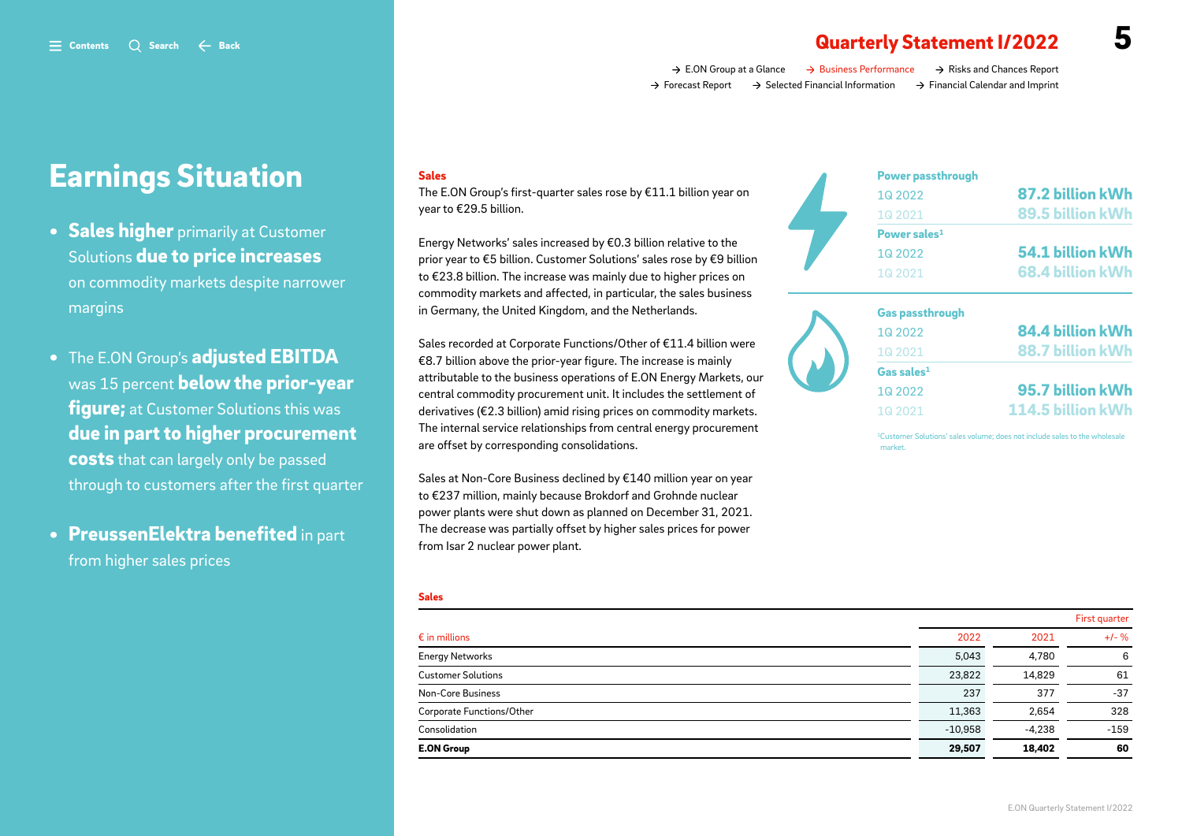# Earnings Situation

- **Sales higher** primarily at Customer Solutions **due to price increases** on commodity markets despite narrower margins
- The E.ON Group's **adjusted EBITDA** was 15 percent **below the prior-year figure;** at Customer Solutions this was **due in part to higher procurement costs** that can largely only be passed through to customers after the first quarter
- **PreussenElektra benefited** in part from higher sales prices

## Sales

The E.ON Group's first-quarter sales rose by €11.1 billion year on year to €29.5 billion.

Energy Networks' sales increased by €0.3 billion relative to the prior year to €5 billion. Customer Solutions' sales rose by €9 billion to €23.8 billion. The increase was mainly due to higher prices on commodity markets and affected, in particular, the sales business in Germany, the United Kingdom, and the Netherlands.

Sales recorded at Corporate Functions/Other of €11.4 billion were €8.7 billion above the prior-year figure. The increase is mainly attributable to the business operations of E.ON Energy Markets, our central commodity procurement unit. It includes the settlement of derivatives (€2.3 billion) amid rising prices on commodity markets. The internal service relationships from central energy procurement are offset by corresponding consolidations.

Sales at Non-Core Business declined by €140 million year on year to €237 million, mainly because Brokdorf and Grohnde nuclear power plants were shut down as planned on December 31, 2021. The decrease was partially offset by higher sales prices for power from Isar 2 nuclear power plant.

| | |
|---|---|
| **Power passthrough** | |
| 1Q 2022 | **87.2 billion kWh** |
| 1Q 2021 | **89.5 billion kWh** |
| **Power sales[1]** | |
| 1Q 2022 | **54.1 billion kWh** |
| 1Q 2021 | **68.4 billion kWh** |
| **Gas passthrough** | |
| 1Q 2022 | **84.4 billion kWh** |
| 1Q 2021 | **88.7 billion kWh** |
| **Gas sales[1]** | |
| 1Q 2022 | **95.7 billion kWh** |
| 1Q 2021 | **114.5 billion kWh** |

[1]Customer Solutions' sales volume; does not include sales to the wholesale market.

**Sales**

| | First quarter | | |
|---|---|---|---|
| € in millions | 2022 | 2021 | +/- % |
| Energy Networks | 5,043 | 4,780 | 6 |
| Customer Solutions | 23,822 | 14,829 | 61 |
| Non-Core Business | 237 | 377 | -37 |
| Corporate Functions/Other | 11,363 | 2,654 | 328 |
| Consolidation | -10,958 | -4,238 | -159 |
| **E.ON Group** | **29,507** | **18,402** | **60** |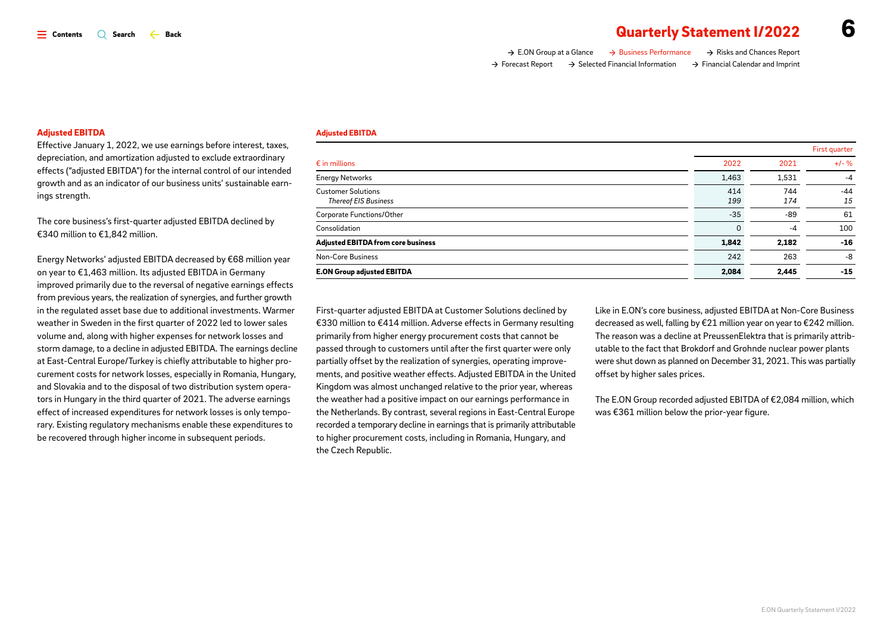## Adjusted EBITDA

Effective January 1, 2022, we use earnings before interest, taxes, depreciation, and amortization adjusted to exclude extraordinary effects ("adjusted EBITDA") for the internal control of our intended growth and as an indicator of our business units' sustainable earnings strength.

The core business's first-quarter adjusted EBITDA declined by €340 million to €1,842 million.

Energy Networks' adjusted EBITDA decreased by €68 million year on year to €1,463 million. Its adjusted EBITDA in Germany improved primarily due to the reversal of negative earnings effects from previous years, the realization of synergies, and further growth in the regulated asset base due to additional investments. Warmer weather in Sweden in the first quarter of 2022 led to lower sales volume and, along with higher expenses for network losses and storm damage, to a decline in adjusted EBITDA. The earnings decline at East-Central Europe/Turkey is chiefly attributable to higher procurement costs for network losses, especially in Romania, Hungary, and Slovakia and to the disposal of two distribution system operators in Hungary in the third quarter of 2021. The adverse earnings effect of increased expenditures for network losses is only temporary. Existing regulatory mechanisms enable these expenditures to be recovered through higher income in subsequent periods.

**Adjusted EBITDA**

| € in millions | First quarter 2022 | 2021 | +/- % |
|---|---|---|---|
| Energy Networks | 1,463 | 1,531 | -4 |
| Customer Solutions | 414 | 744 | -44 |
| *Thereof EIS Business* | *199* | *174* | *15* |
| Corporate Functions/Other | -35 | -89 | 61 |
| Consolidation | 0 | -4 | 100 |
| **Adjusted EBITDA from core business** | **1,842** | **2,182** | **-16** |
| Non-Core Business | 242 | 263 | -8 |
| **E.ON Group adjusted EBITDA** | **2,084** | **2,445** | **-15** |

First-quarter adjusted EBITDA at Customer Solutions declined by €330 million to €414 million. Adverse effects in Germany resulting primarily from higher energy procurement costs that cannot be passed through to customers until after the first quarter were only partially offset by the realization of synergies, operating improvements, and positive weather effects. Adjusted EBITDA in the United Kingdom was almost unchanged relative to the prior year, whereas the weather had a positive impact on our earnings performance in the Netherlands. By contrast, several regions in East-Central Europe recorded a temporary decline in earnings that is primarily attributable to higher procurement costs, including in Romania, Hungary, and the Czech Republic.

Like in E.ON's core business, adjusted EBITDA at Non-Core Business decreased as well, falling by €21 million year on year to €242 million. The reason was a decline at PreussenElektra that is primarily attributable to the fact that Brokdorf and Grohnde nuclear power plants were shut down as planned on December 31, 2021. This was partially offset by higher sales prices.

The E.ON Group recorded adjusted EBITDA of €2,084 million, which was €361 million below the prior-year figure.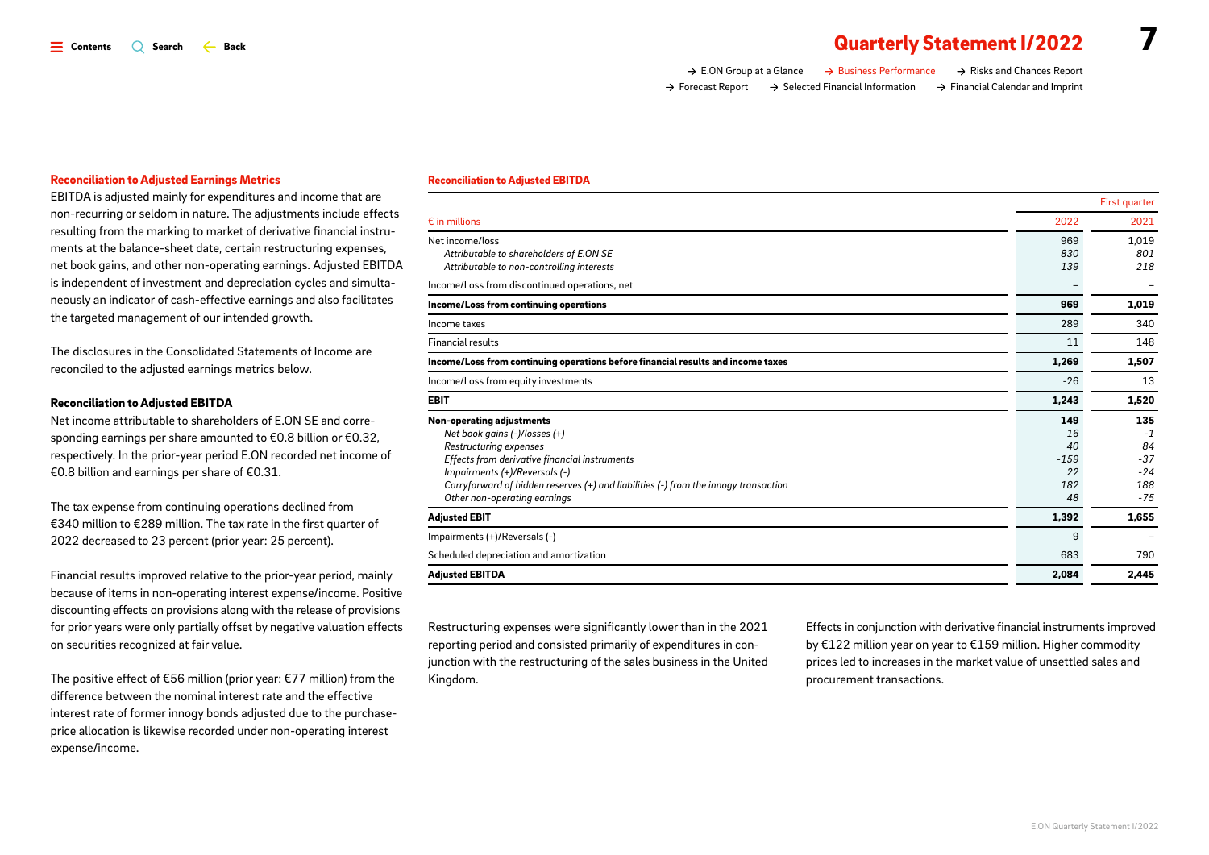### Reconciliation to Adjusted Earnings Metrics

EBITDA is adjusted mainly for expenditures and income that are non-recurring or seldom in nature. The adjustments include effects resulting from the marking to market of derivative financial instruments at the balance-sheet date, certain restructuring expenses, net book gains, and other non-operating earnings. Adjusted EBITDA is independent of investment and depreciation cycles and simultaneously an indicator of cash-effective earnings and also facilitates the targeted management of our intended growth.

The disclosures in the Consolidated Statements of Income are reconciled to the adjusted earnings metrics below.

#### Reconciliation to Adjusted EBITDA

Net income attributable to shareholders of E.ON SE and corresponding earnings per share amounted to €0.8 billion or €0.32, respectively. In the prior-year period E.ON recorded net income of €0.8 billion and earnings per share of €0.31.

The tax expense from continuing operations declined from €340 million to €289 million. The tax rate in the first quarter of 2022 decreased to 23 percent (prior year: 25 percent).

Financial results improved relative to the prior-year period, mainly because of items in non-operating interest expense/income. Positive discounting effects on provisions along with the release of provisions for prior years were only partially offset by negative valuation effects on securities recognized at fair value.

The positive effect of €56 million (prior year: €77 million) from the difference between the nominal interest rate and the effective interest rate of former innogy bonds adjusted due to the purchase-price allocation is likewise recorded under non-operating interest expense/income.

**Reconciliation to Adjusted EBITDA**

| | First quarter | |
|---|---|---|
| € in millions | 2022 | 2021 |
| Net income/loss | 969 | 1,019 |
| *Attributable to shareholders of E.ON SE* | *830* | *801* |
| *Attributable to non-controlling interests* | *139* | *218* |
| Income/Loss from discontinued operations, net | – | – |
| **Income/Loss from continuing operations** | **969** | **1,019** |
| Income taxes | 289 | 340 |
| Financial results | 11 | 148 |
| **Income/Loss from continuing operations before financial results and income taxes** | **1,269** | **1,507** |
| Income/Loss from equity investments | -26 | 13 |
| **EBIT** | **1,243** | **1,520** |
| **Non-operating adjustments** | **149** | **135** |
| *Net book gains (-)/losses (+)* | *16* | *-1* |
| *Restructuring expenses* | *40* | *84* |
| *Effects from derivative financial instruments* | *-159* | *-37* |
| *Impairments (+)/Reversals (-)* | *22* | *-24* |
| *Carryforward of hidden reserves (+) and liabilities (-) from the innogy transaction* | *182* | *188* |
| *Other non-operating earnings* | *48* | *-75* |
| **Adjusted EBIT** | **1,392** | **1,655** |
| Impairments (+)/Reversals (-) | 9 | – |
| Scheduled depreciation and amortization | 683 | 790 |
| **Adjusted EBITDA** | **2,084** | **2,445** |

Restructuring expenses were significantly lower than in the 2021 reporting period and consisted primarily of expenditures in conjunction with the restructuring of the sales business in the United Kingdom.

Effects in conjunction with derivative financial instruments improved by €122 million year on year to €159 million. Higher commodity prices led to increases in the market value of unsettled sales and procurement transactions.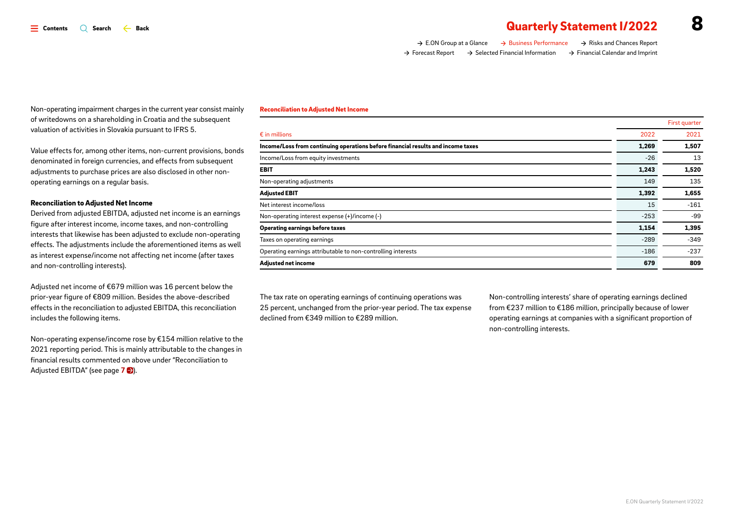Non-operating impairment charges in the current year consist mainly of writedowns on a shareholding in Croatia and the subsequent valuation of activities in Slovakia pursuant to IFRS 5.

Value effects for, among other items, non-current provisions, bonds denominated in foreign currencies, and effects from subsequent adjustments to purchase prices are also disclosed in other non-operating earnings on a regular basis.

### Reconciliation to Adjusted Net Income

Derived from adjusted EBITDA, adjusted net income is an earnings figure after interest income, income taxes, and non-controlling interests that likewise has been adjusted to exclude non-operating effects. The adjustments include the aforementioned items as well as interest expense/income not affecting net income (after taxes and non-controlling interests).

Adjusted net income of €679 million was 16 percent below the prior-year figure of €809 million. Besides the above-described effects in the reconciliation to adjusted EBITDA, this reconciliation includes the following items.

Non-operating expense/income rose by €154 million relative to the 2021 reporting period. This is mainly attributable to the changes in financial results commented on above under "Reconciliation to Adjusted EBITDA" (see page 7).

**Reconciliation to Adjusted Net Income**

| | First quarter | |
|---|---|---|
| € in millions | 2022 | 2021 |
| **Income/Loss from continuing operations before financial results and income taxes** | **1,269** | **1,507** |
| Income/Loss from equity investments | -26 | 13 |
| **EBIT** | **1,243** | **1,520** |
| Non-operating adjustments | 149 | 135 |
| **Adjusted EBIT** | **1,392** | **1,655** |
| Net interest income/loss | 15 | -161 |
| Non-operating interest expense (+)/income (-) | -253 | -99 |
| **Operating earnings before taxes** | **1,154** | **1,395** |
| Taxes on operating earnings | -289 | -349 |
| Operating earnings attributable to non-controlling interests | -186 | -237 |
| **Adjusted net income** | **679** | **809** |

The tax rate on operating earnings of continuing operations was 25 percent, unchanged from the prior-year period. The tax expense declined from €349 million to €289 million.

Non-controlling interests' share of operating earnings declined from €237 million to €186 million, principally because of lower operating earnings at companies with a significant proportion of non-controlling interests.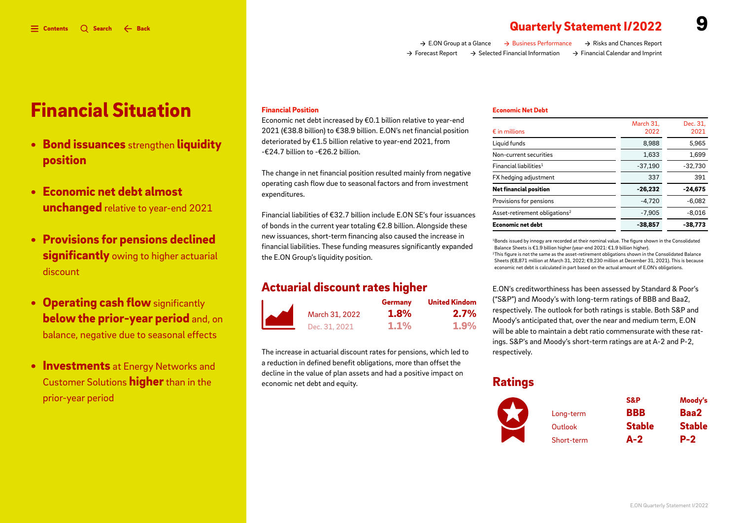# Financial Situation

- **Bond issuances** strengthen **liquidity position**
- **Economic net debt almost unchanged** relative to year-end 2021
- **Provisions for pensions declined significantly** owing to higher actuarial discount
- **Operating cash flow** significantly **below the prior-year period** and, on balance, negative due to seasonal effects
- **Investments** at Energy Networks and Customer Solutions **higher** than in the prior-year period

### Financial Position

Economic net debt increased by €0.1 billion relative to year-end 2021 (€38.8 billion) to €38.9 billion. E.ON's net financial position deteriorated by €1.5 billion relative to year-end 2021, from -€24.7 billion to -€26.2 billion.

The change in net financial position resulted mainly from negative operating cash flow due to seasonal factors and from investment expenditures.

Financial liabilities of €32.7 billion include E.ON SE's four issuances of bonds in the current year totaling €2.8 billion. Alongside these new issuances, short-term financing also caused the increase in financial liabilities. These funding measures significantly expanded the E.ON Group's liquidity position.

## Actuarial discount rates higher

| | Germany | United Kindom |
|---|---|---|
| March 31, 2022 | 1.8% | 2.7% |
| Dec. 31, 2021 | 1.1% | 1.9% |

The increase in actuarial discount rates for pensions, which led to a reduction in defined benefit obligations, more than offset the decline in the value of plan assets and had a positive impact on economic net debt and equity.

### Economic Net Debt

| € in millions | March 31, 2022 | Dec. 31, 2021 |
|---|---|---|
| Liquid funds | 8,988 | 5,965 |
| Non-current securities | 1,633 | 1,699 |
| Financial liabilities[1] | -37,190 | -32,730 |
| FX hedging adjustment | 337 | 391 |
| **Net financial position** | **-26,232** | **-24,675** |
| Provisions for pensions | -4,720 | -6,082 |
| Asset-retirement obligations[2] | -7,905 | -8,016 |
| **Economic net debt** | **-38,857** | **-38,773** |

[1]Bonds issued by innogy are recorded at their nominal value. The figure shown in the Consolidated Balance Sheets is €1.9 billion higher (year-end 2021: €1.9 billion higher).
[2]This figure is not the same as the asset-retirement obligations shown in the Consolidated Balance Sheets (€8,871 million at March 31, 2022; €9,230 million at December 31, 2021). This is because economic net debt is calculated in part based on the actual amount of E.ON's obligations.

E.ON's creditworthiness has been assessed by Standard & Poor's ("S&P") and Moody's with long-term ratings of BBB and Baa2, respectively. The outlook for both ratings is stable. Both S&P and Moody's anticipated that, over the near and medium term, E.ON will be able to maintain a debt ratio commensurate with these ratings. S&P's and Moody's short-term ratings are at A-2 and P-2, respectively.

## Ratings

| | S&P | Moody's |
|---|---|---|
| Long-term | BBB | Baa2 |
| Outlook | Stable | Stable |
| Short-term | A-2 | P-2 |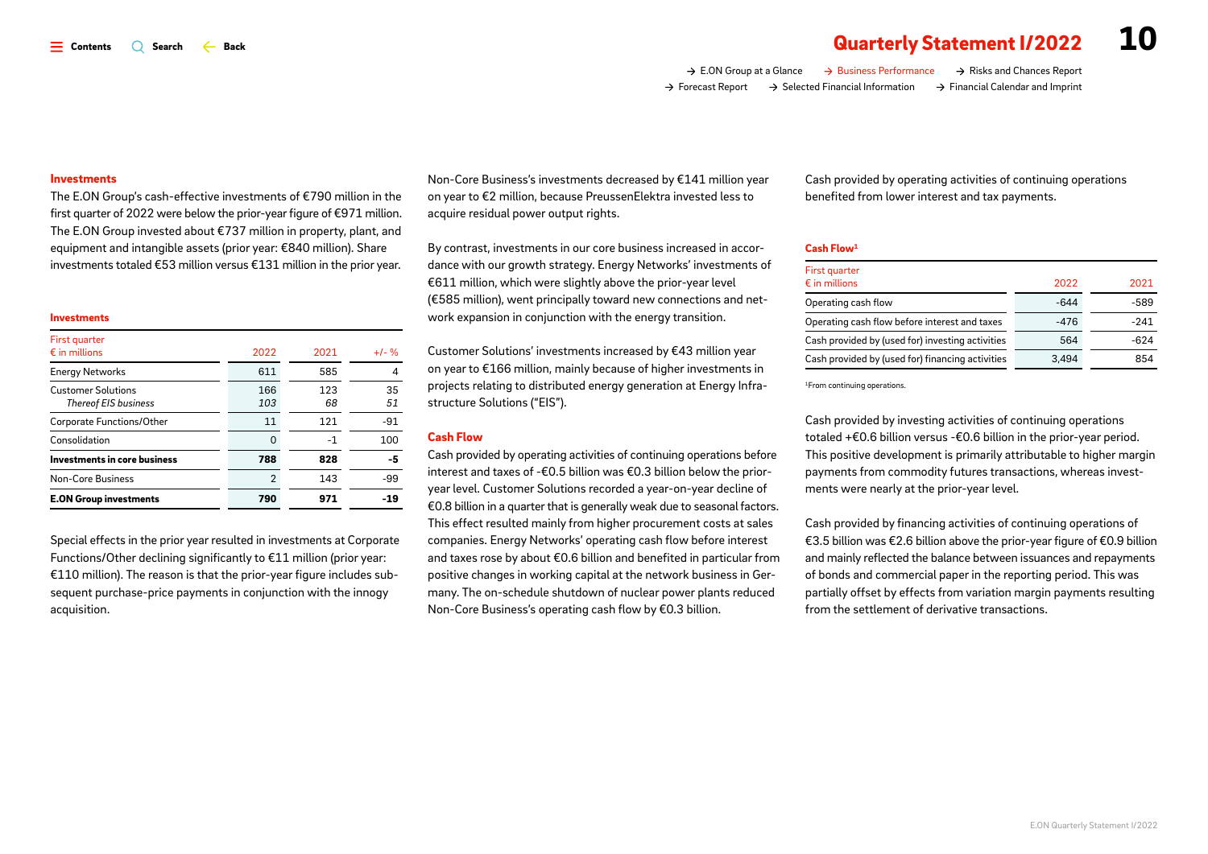## Investments

The E.ON Group's cash-effective investments of €790 million in the first quarter of 2022 were below the prior-year figure of €971 million. The E.ON Group invested about €737 million in property, plant, and equipment and intangible assets (prior year: €840 million). Share investments totaled €53 million versus €131 million in the prior year.

### Investments

| First quarter<br>€ in millions | 2022 | 2021 | +/- % |
|---|---|---|---|
| Energy Networks | 611 | 585 | 4 |
| Customer Solutions<br>*Thereof EIS business* | 166<br>*103* | 123<br>*68* | 35<br>*51* |
| Corporate Functions/Other | 11 | 121 | -91 |
| Consolidation | 0 | -1 | 100 |
| **Investments in core business** | **788** | **828** | **-5** |
| Non-Core Business | 2 | 143 | -99 |
| **E.ON Group investments** | **790** | **971** | **-19** |

Special effects in the prior year resulted in investments at Corporate Functions/Other declining significantly to €11 million (prior year: €110 million). The reason is that the prior-year figure includes subsequent purchase-price payments in conjunction with the innogy acquisition.

Non-Core Business's investments decreased by €141 million year on year to €2 million, because PreussenElektra invested less to acquire residual power output rights.

By contrast, investments in our core business increased in accordance with our growth strategy. Energy Networks' investments of €611 million, which were slightly above the prior-year level (€585 million), went principally toward new connections and network expansion in conjunction with the energy transition.

Customer Solutions' investments increased by €43 million year on year to €166 million, mainly because of higher investments in projects relating to distributed energy generation at Energy Infrastructure Solutions ("EIS").

## Cash Flow

Cash provided by operating activities of continuing operations before interest and taxes of -€0.5 billion was €0.3 billion below the prior-year level. Customer Solutions recorded a year-on-year decline of €0.8 billion in a quarter that is generally weak due to seasonal factors. This effect resulted mainly from higher procurement costs at sales companies. Energy Networks' operating cash flow before interest and taxes rose by about €0.6 billion and benefited in particular from positive changes in working capital at the network business in Germany. The on-schedule shutdown of nuclear power plants reduced Non-Core Business's operating cash flow by €0.3 billion.

Cash provided by operating activities of continuing operations benefited from lower interest and tax payments.

### Cash Flow[1]

| First quarter<br>€ in millions | 2022 | 2021 |
|---|---|---|
| Operating cash flow | -644 | -589 |
| Operating cash flow before interest and taxes | -476 | -241 |
| Cash provided by (used for) investing activities | 564 | -624 |
| Cash provided by (used for) financing activities | 3,494 | 854 |

[1]From continuing operations.

Cash provided by investing activities of continuing operations totaled +€0.6 billion versus -€0.6 billion in the prior-year period. This positive development is primarily attributable to higher margin payments from commodity futures transactions, whereas investments were nearly at the prior-year level.

Cash provided by financing activities of continuing operations of €3.5 billion was €2.6 billion above the prior-year figure of €0.9 billion and mainly reflected the balance between issuances and repayments of bonds and commercial paper in the reporting period. This was partially offset by effects from variation margin payments resulting from the settlement of derivative transactions.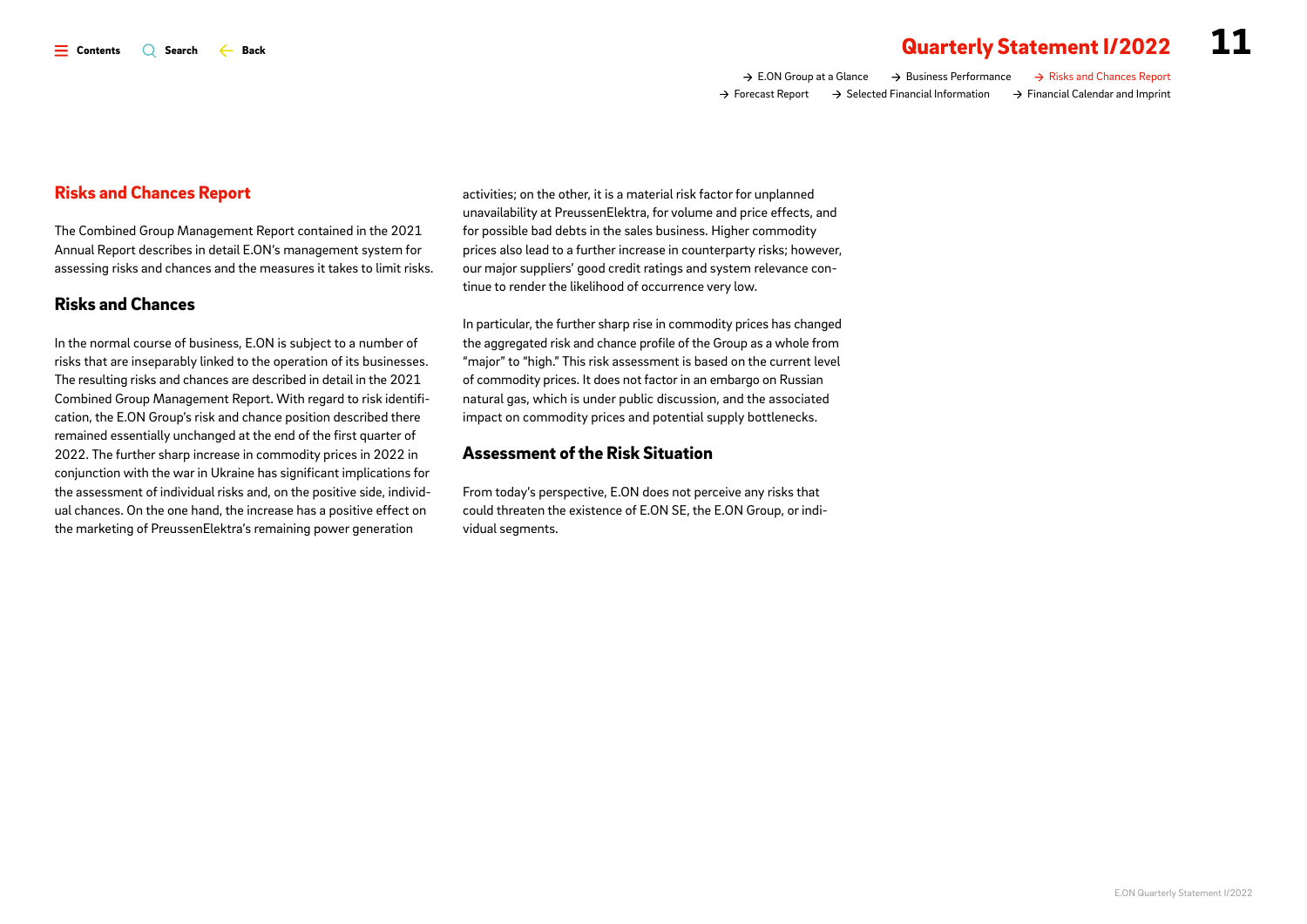## Risks and Chances Report

The Combined Group Management Report contained in the 2021 Annual Report describes in detail E.ON's management system for assessing risks and chances and the measures it takes to limit risks.

### Risks and Chances

In the normal course of business, E.ON is subject to a number of risks that are inseparably linked to the operation of its businesses. The resulting risks and chances are described in detail in the 2021 Combined Group Management Report. With regard to risk identification, the E.ON Group's risk and chance position described there remained essentially unchanged at the end of the first quarter of 2022. The further sharp increase in commodity prices in 2022 in conjunction with the war in Ukraine has significant implications for the assessment of individual risks and, on the positive side, individual chances. On the one hand, the increase has a positive effect on the marketing of PreussenElektra's remaining power generation activities; on the other, it is a material risk factor for unplanned unavailability at PreussenElektra, for volume and price effects, and for possible bad debts in the sales business. Higher commodity prices also lead to a further increase in counterparty risks; however, our major suppliers' good credit ratings and system relevance continue to render the likelihood of occurrence very low.

In particular, the further sharp rise in commodity prices has changed the aggregated risk and chance profile of the Group as a whole from "major" to "high." This risk assessment is based on the current level of commodity prices. It does not factor in an embargo on Russian natural gas, which is under public discussion, and the associated impact on commodity prices and potential supply bottlenecks.

### Assessment of the Risk Situation

From today's perspective, E.ON does not perceive any risks that could threaten the existence of E.ON SE, the E.ON Group, or individual segments.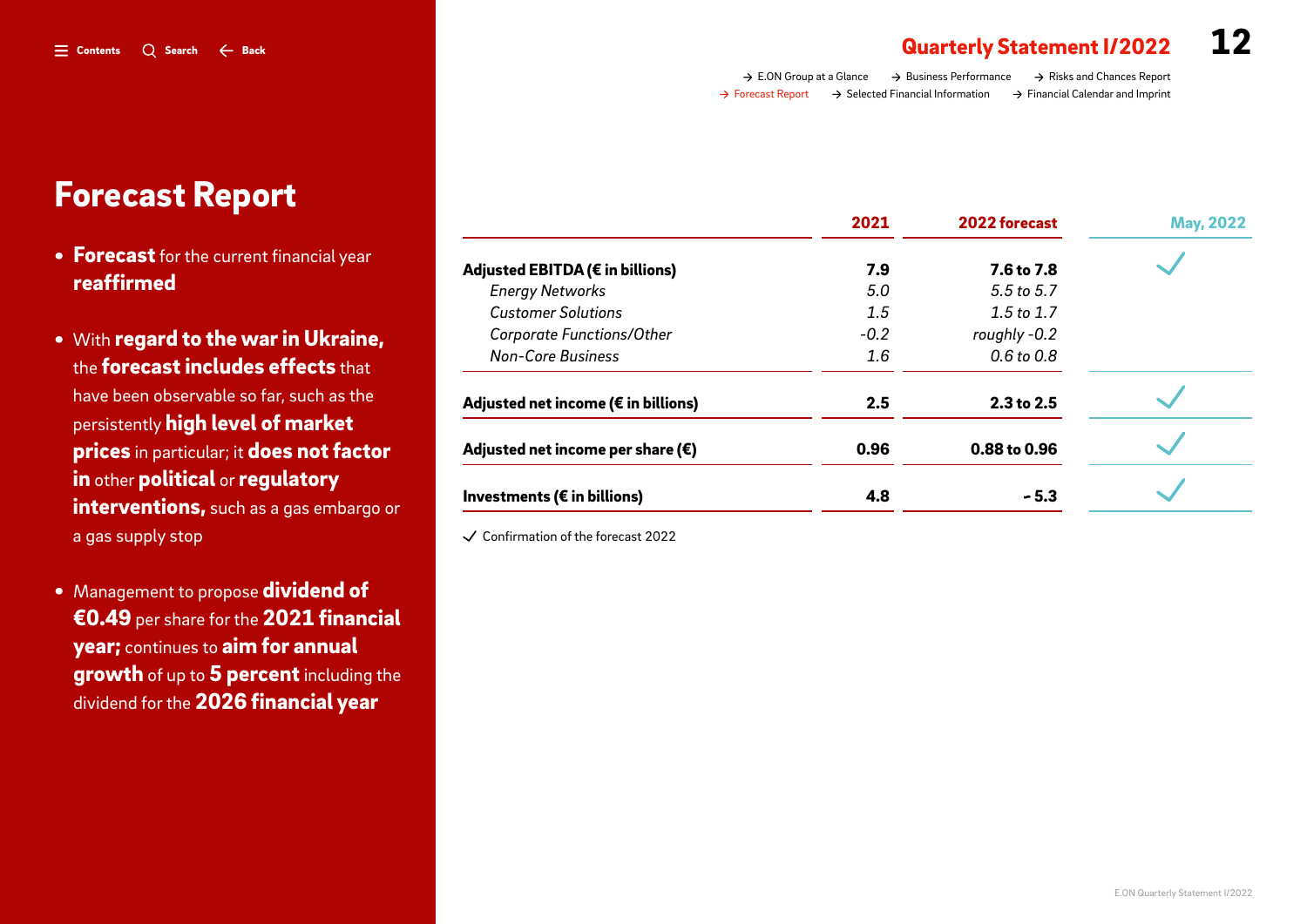# Forecast Report

- **Forecast** for the current financial year **reaffirmed**
- With **regard to the war in Ukraine,** the **forecast includes effects** that have been observable so far, such as the persistently **high level of market prices** in particular; it **does not factor in** other **political** or **regulatory interventions,** such as a gas embargo or a gas supply stop
- Management to propose **dividend of €0.49** per share for the **2021 financial year;** continues to **aim for annual growth** of up to **5 percent** including the dividend for the **2026 financial year**

| | 2021 | 2022 forecast | May, 2022 |
|---|---|---|---|
| **Adjusted EBITDA (€ in billions)** | **7.9** | **7.6 to 7.8** | ✓ |
| *Energy Networks* | *5.0* | *5.5 to 5.7* | |
| *Customer Solutions* | *1.5* | *1.5 to 1.7* | |
| *Corporate Functions/Other* | *-0.2* | *roughly -0.2* | |
| *Non-Core Business* | *1.6* | *0.6 to 0.8* | |
| **Adjusted net income (€ in billions)** | **2.5** | **2.3 to 2.5** | ✓ |
| **Adjusted net income per share (€)** | **0.96** | **0.88 to 0.96** | ✓ |
| **Investments (€ in billions)** | **4.8** | **~ 5.3** | ✓ |

✓ Confirmation of the forecast 2022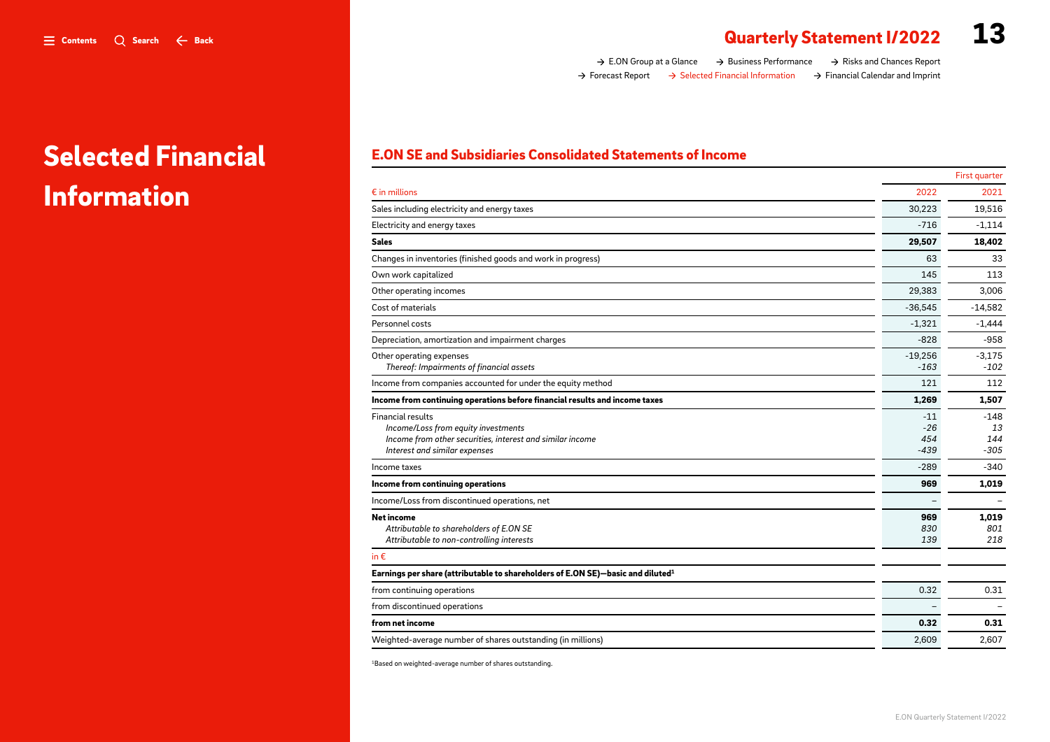# Selected Financial Information

## E.ON SE and Subsidiaries Consolidated Statements of Income

| € in millions | First quarter 2022 | 2021 |
|---|---|---|
| Sales including electricity and energy taxes | 30,223 | 19,516 |
| Electricity and energy taxes | -716 | -1,114 |
| **Sales** | **29,507** | **18,402** |
| Changes in inventories (finished goods and work in progress) | 63 | 33 |
| Own work capitalized | 145 | 113 |
| Other operating incomes | 29,383 | 3,006 |
| Cost of materials | -36,545 | -14,582 |
| Personnel costs | -1,321 | -1,444 |
| Depreciation, amortization and impairment charges | -828 | -958 |
| Other operating expenses | -19,256 | -3,175 |
| *Thereof: Impairments of financial assets* | *-163* | *-102* |
| Income from companies accounted for under the equity method | 121 | 112 |
| **Income from continuing operations before financial results and income taxes** | **1,269** | **1,507** |
| Financial results | -11 | -148 |
| *Income/Loss from equity investments* | *-26* | *13* |
| *Income from other securities, interest and similar income* | *454* | *144* |
| *Interest and similar expenses* | *-439* | *-305* |
| Income taxes | -289 | -340 |
| **Income from continuing operations** | **969** | **1,019** |
| Income/Loss from discontinued operations, net | – | – |
| **Net income** | **969** | **1,019** |
| *Attributable to shareholders of E.ON SE* | *830* | *801* |
| *Attributable to non-controlling interests* | *139* | *218* |
| in € | | |
| **Earnings per share (attributable to shareholders of E.ON SE)—basic and diluted[1]** | | |
| from continuing operations | 0.32 | 0.31 |
| from discontinued operations | – | – |
| **from net income** | **0.32** | **0.31** |
| Weighted-average number of shares outstanding (in millions) | 2,609 | 2,607 |

[1]Based on weighted-average number of shares outstanding.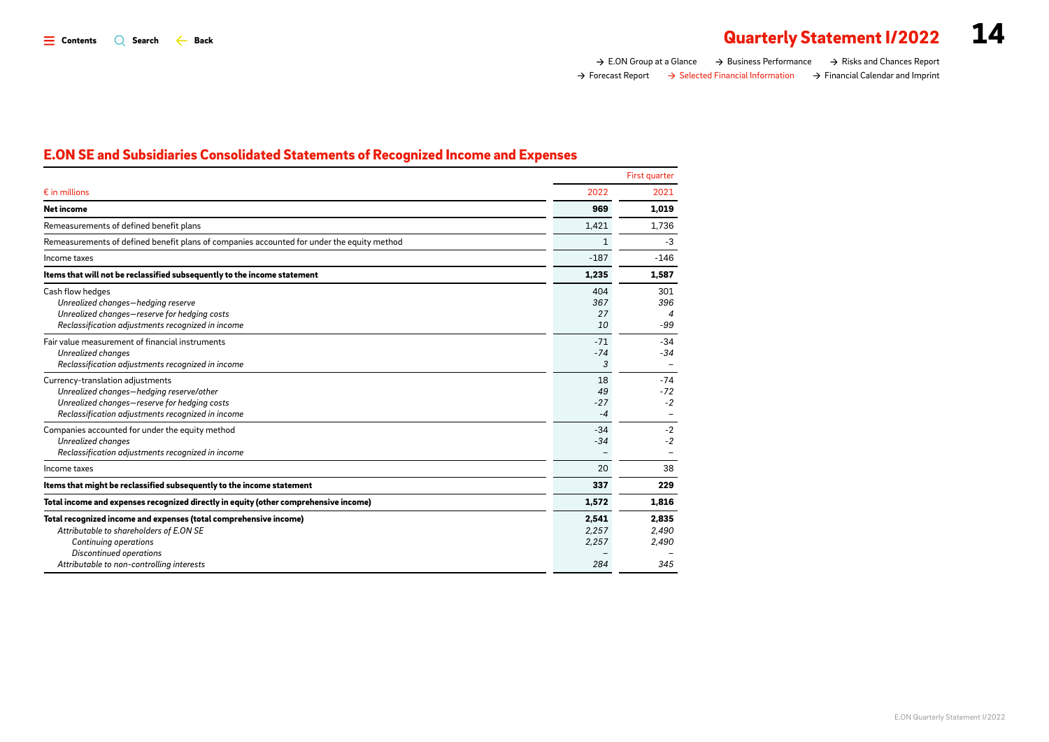## E.ON SE and Subsidiaries Consolidated Statements of Recognized Income and Expenses

| € in millions | First quarter 2022 | 2021 |
|---|---|---|
| **Net income** | **969** | **1,019** |
| Remeasurements of defined benefit plans | 1,421 | 1,736 |
| Remeasurements of defined benefit plans of companies accounted for under the equity method | 1 | -3 |
| Income taxes | -187 | -146 |
| **Items that will not be reclassified subsequently to the income statement** | **1,235** | **1,587** |
| Cash flow hedges | 404 | 301 |
| *Unrealized changes—hedging reserve* | *367* | *396* |
| *Unrealized changes—reserve for hedging costs* | *27* | *4* |
| *Reclassification adjustments recognized in income* | *10* | *-99* |
| Fair value measurement of financial instruments | -71 | -34 |
| *Unrealized changes* | *-74* | *-34* |
| *Reclassification adjustments recognized in income* | *3* | *–* |
| Currency-translation adjustments | 18 | -74 |
| *Unrealized changes—hedging reserve/other* | *49* | *-72* |
| *Unrealized changes—reserve for hedging costs* | *-27* | *-2* |
| *Reclassification adjustments recognized in income* | *-4* | *–* |
| Companies accounted for under the equity method | -34 | -2 |
| *Unrealized changes* | *-34* | *-2* |
| *Reclassification adjustments recognized in income* | *–* | *–* |
| Income taxes | 20 | 38 |
| **Items that might be reclassified subsequently to the income statement** | **337** | **229** |
| **Total income and expenses recognized directly in equity (other comprehensive income)** | **1,572** | **1,816** |
| **Total recognized income and expenses (total comprehensive income)** | **2,541** | **2,835** |
| *Attributable to shareholders of E.ON SE* | *2,257* | *2,490* |
| *Continuing operations* | *2,257* | *2,490* |
| *Discontinued operations* | *–* | *–* |
| *Attributable to non-controlling interests* | *284* | *345* |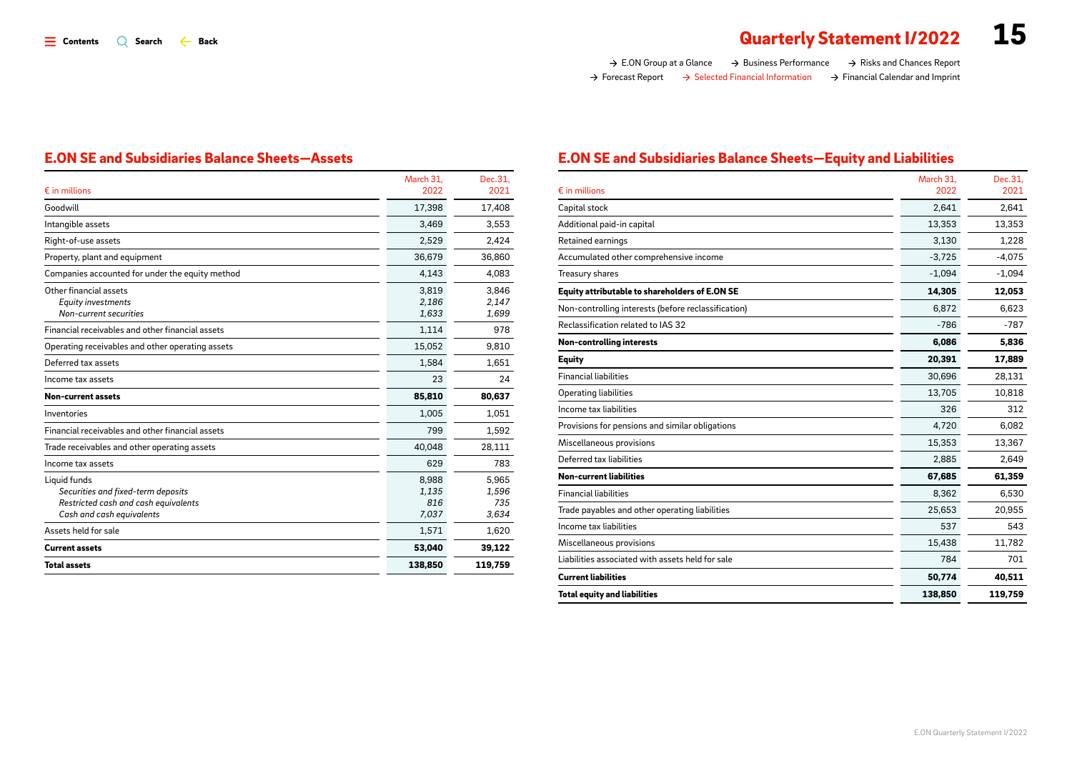## E.ON SE and Subsidiaries Balance Sheets—Assets

| € in millions | March 31, 2022 | Dec.31, 2021 |
|---|---|---|
| Goodwill | 17,398 | 17,408 |
| Intangible assets | 3,469 | 3,553 |
| Right-of-use assets | 2,529 | 2,424 |
| Property, plant and equipment | 36,679 | 36,860 |
| Companies accounted for under the equity method | 4,143 | 4,083 |
| Other financial assets | 3,819 | 3,846 |
| *Equity investments* | *2,186* | *2,147* |
| *Non-current securities* | *1,633* | *1,699* |
| Financial receivables and other financial assets | 1,114 | 978 |
| Operating receivables and other operating assets | 15,052 | 9,810 |
| Deferred tax assets | 1,584 | 1,651 |
| Income tax assets | 23 | 24 |
| **Non-current assets** | **85,810** | **80,637** |
| Inventories | 1,005 | 1,051 |
| Financial receivables and other financial assets | 799 | 1,592 |
| Trade receivables and other operating assets | 40,048 | 28,111 |
| Income tax assets | 629 | 783 |
| Liquid funds | 8,988 | 5,965 |
| *Securities and fixed-term deposits* | *1,135* | *1,596* |
| *Restricted cash and cash equivalents* | *816* | *735* |
| *Cash and cash equivalents* | *7,037* | *3,634* |
| Assets held for sale | 1,571 | 1,620 |
| **Current assets** | **53,040** | **39,122** |
| **Total assets** | **138,850** | **119,759** |

## E.ON SE and Subsidiaries Balance Sheets—Equity and Liabilities

| € in millions | March 31, 2022 | Dec.31, 2021 |
|---|---|---|
| Capital stock | 2,641 | 2,641 |
| Additional paid-in capital | 13,353 | 13,353 |
| Retained earnings | 3,130 | 1,228 |
| Accumulated other comprehensive income | -3,725 | -4,075 |
| Treasury shares | -1,094 | -1,094 |
| **Equity attributable to shareholders of E.ON SE** | **14,305** | **12,053** |
| Non-controlling interests (before reclassification) | 6,872 | 6,623 |
| Reclassification related to IAS 32 | -786 | -787 |
| **Non-controlling interests** | **6,086** | **5,836** |
| **Equity** | **20,391** | **17,889** |
| Financial liabilities | 30,696 | 28,131 |
| Operating liabilities | 13,705 | 10,818 |
| Income tax liabilities | 326 | 312 |
| Provisions for pensions and similar obligations | 4,720 | 6,082 |
| Miscellaneous provisions | 15,353 | 13,367 |
| Deferred tax liabilities | 2,885 | 2,649 |
| **Non-current liabilities** | **67,685** | **61,359** |
| Financial liabilities | 8,362 | 6,530 |
| Trade payables and other operating liabilities | 25,653 | 20,955 |
| Income tax liabilities | 537 | 543 |
| Miscellaneous provisions | 15,438 | 11,782 |
| Liabilities associated with assets held for sale | 784 | 701 |
| **Current liabilities** | **50,774** | **40,511** |
| **Total equity and liabilities** | **138,850** | **119,759** |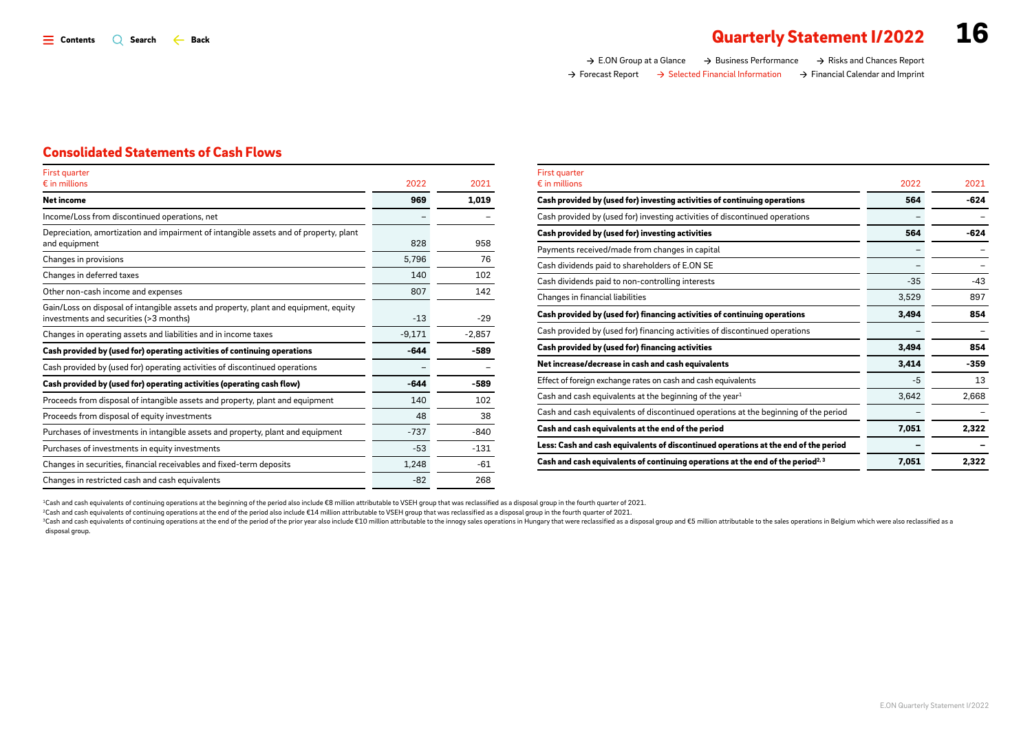## Consolidated Statements of Cash Flows

| First quarter<br>€ in millions | 2022 | 2021 |
|---|---|---|
| **Net income** | **969** | **1,019** |
| Income/Loss from discontinued operations, net | – | – |
| Depreciation, amortization and impairment of intangible assets and of property, plant and equipment | 828 | 958 |
| Changes in provisions | 5,796 | 76 |
| Changes in deferred taxes | 140 | 102 |
| Other non-cash income and expenses | 807 | 142 |
| Gain/Loss on disposal of intangible assets and property, plant and equipment, equity investments and securities (>3 months) | -13 | -29 |
| Changes in operating assets and liabilities and in income taxes | -9,171 | -2,857 |
| **Cash provided by (used for) operating activities of continuing operations** | **-644** | **-589** |
| Cash provided by (used for) operating activities of discontinued operations | – | – |
| **Cash provided by (used for) operating activities (operating cash flow)** | **-644** | **-589** |
| Proceeds from disposal of intangible assets and property, plant and equipment | 140 | 102 |
| Proceeds from disposal of equity investments | 48 | 38 |
| Purchases of investments in intangible assets and property, plant and equipment | -737 | -840 |
| Purchases of investments in equity investments | -53 | -131 |
| Changes in securities, financial receivables and fixed-term deposits | 1,248 | -61 |
| Changes in restricted cash and cash equivalents | -82 | 268 |
| **Cash provided by (used for) investing activities of continuing operations** | **564** | **-624** |
| Cash provided by (used for) investing activities of discontinued operations | – | – |
| **Cash provided by (used for) investing activities** | **564** | **-624** |
| Payments received/made from changes in capital | – | – |
| Cash dividends paid to shareholders of E.ON SE | – | – |
| Cash dividends paid to non-controlling interests | -35 | -43 |
| Changes in financial liabilities | 3,529 | 897 |
| **Cash provided by (used for) financing activities of continuing operations** | **3,494** | **854** |
| Cash provided by (used for) financing activities of discontinued operations | – | – |
| **Cash provided by (used for) financing activities** | **3,494** | **854** |
| **Net increase/decrease in cash and cash equivalents** | **3,414** | **-359** |
| Effect of foreign exchange rates on cash and cash equivalents | -5 | 13 |
| Cash and cash equivalents at the beginning of the year[1] | 3,642 | 2,668 |
| Cash and cash equivalents of discontinued operations at the beginning of the period | – | – |
| **Cash and cash equivalents at the end of the period** | **7,051** | **2,322** |
| **Less: Cash and cash equivalents of discontinued operations at the end of the period** | **–** | **–** |
| **Cash and cash equivalents of continuing operations at the end of the period[2, 3]** | **7,051** | **2,322** |

[1]Cash and cash equivalents of continuing operations at the beginning of the period also include €8 million attributable to VSEH group that was reclassified as a disposal group in the fourth quarter of 2021.

[2]Cash and cash equivalents of continuing operations at the end of the period also include €14 million attributable to VSEH group that was reclassified as a disposal group in the fourth quarter of 2021.

[3]Cash and cash equivalents of continuing operations at the end of the period of the prior year also include €10 million attributable to the innogy sales operations in Hungary that were reclassified as a disposal group and €5 million attributable to the sales operations in Belgium which were also reclassified as a disposal group.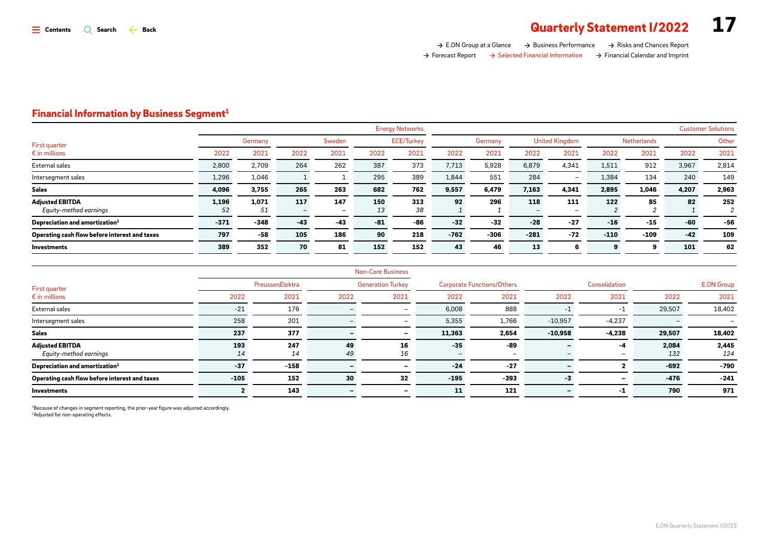## Financial Information by Business Segment[1]

| First quarter<br>€ in millions | Energy Networks | | | | | | Customer Solutions | | | | | | | |
|---|---|---|---|---|---|---|---|---|---|---|---|---|---|---|
| | Germany | | Sweden | | ECE/Turkey | | Germany | | United Kingdom | | Netherlands | | Other | |
| | 2022 | 2021 | 2022 | 2021 | 2022 | 2021 | 2022 | 2021 | 2022 | 2021 | 2022 | 2021 | 2022 | 2021 |
| External sales | 2,800 | 2,709 | 264 | 262 | 387 | 373 | 7,713 | 5,928 | 6,879 | 4,341 | 1,511 | 912 | 3,967 | 2,814 |
| Intersegment sales | 1,296 | 1,046 | 1 | 1 | 295 | 389 | 1,844 | 551 | 284 | – | 1,384 | 134 | 240 | 149 |
| **Sales** | **4,096** | **3,755** | **265** | **263** | **682** | **762** | **9,557** | **6,479** | **7,163** | **4,341** | **2,895** | **1,046** | **4,207** | **2,963** |
| **Adjusted EBITDA** | **1,196** | **1,071** | **117** | **147** | **150** | **313** | **92** | **296** | **118** | **111** | **122** | **85** | **82** | **252** |
| *Equity-method earnings* | *52* | *51* | – | – | *13* | *38* | *1* | *1* | – | – | *2* | *2* | *1* | *2* |
| **Depreciation and amortization[2]** | **-371** | **-348** | **-43** | **-43** | **-81** | **-86** | **-32** | **-32** | **-28** | **-27** | **-16** | **-15** | **-60** | **-56** |
| **Operating cash flow before interest and taxes** | **797** | **-58** | **105** | **186** | **90** | **218** | **-762** | **-306** | **-281** | **-72** | **-110** | **-109** | **-42** | **109** |
| **Investments** | **389** | **352** | **70** | **81** | **152** | **152** | **43** | **46** | **13** | **6** | **9** | **9** | **101** | **62** |

| First quarter<br>€ in millions | Non-Core Business | | | | Corporate Functions/Others | | Consolidation | | E.ON Group | |
|---|---|---|---|---|---|---|---|---|---|---|
| | PreussenElektra | | Generation Turkey | | | | | | | |
| | 2022 | 2021 | 2022 | 2021 | 2022 | 2021 | 2022 | 2021 | 2022 | 2021 |
| External sales | -21 | 176 | – | – | 6,008 | 888 | -1 | -1 | 29,507 | 18,402 |
| Intersegment sales | 258 | 201 | – | – | 5,355 | 1,766 | -10,957 | -4,237 | – | – |
| **Sales** | **237** | **377** | **–** | **–** | **11,363** | **2,654** | **-10,958** | **-4,238** | **29,507** | **18,402** |
| **Adjusted EBITDA** | **193** | **247** | **49** | **16** | **-35** | **-89** | **–** | **-4** | **2,084** | **2,445** |
| *Equity-method earnings* | *14* | *14* | *49* | *16* | – | – | – | – | *132* | *124* |
| **Depreciation and amortization[2]** | **-37** | **-158** | **–** | **–** | **-24** | **-27** | **–** | **2** | **-692** | **-790** |
| **Operating cash flow before interest and taxes** | **-105** | **152** | **30** | **32** | **-195** | **-393** | **-3** | **–** | **-476** | **-241** |
| **Investments** | **2** | **143** | **–** | **–** | **11** | **121** | **–** | **-1** | **790** | **971** |

[1]Because of changes in segment reporting, the prior-year figure was adjusted accordingly.
[2]Adjusted for non-operating effects.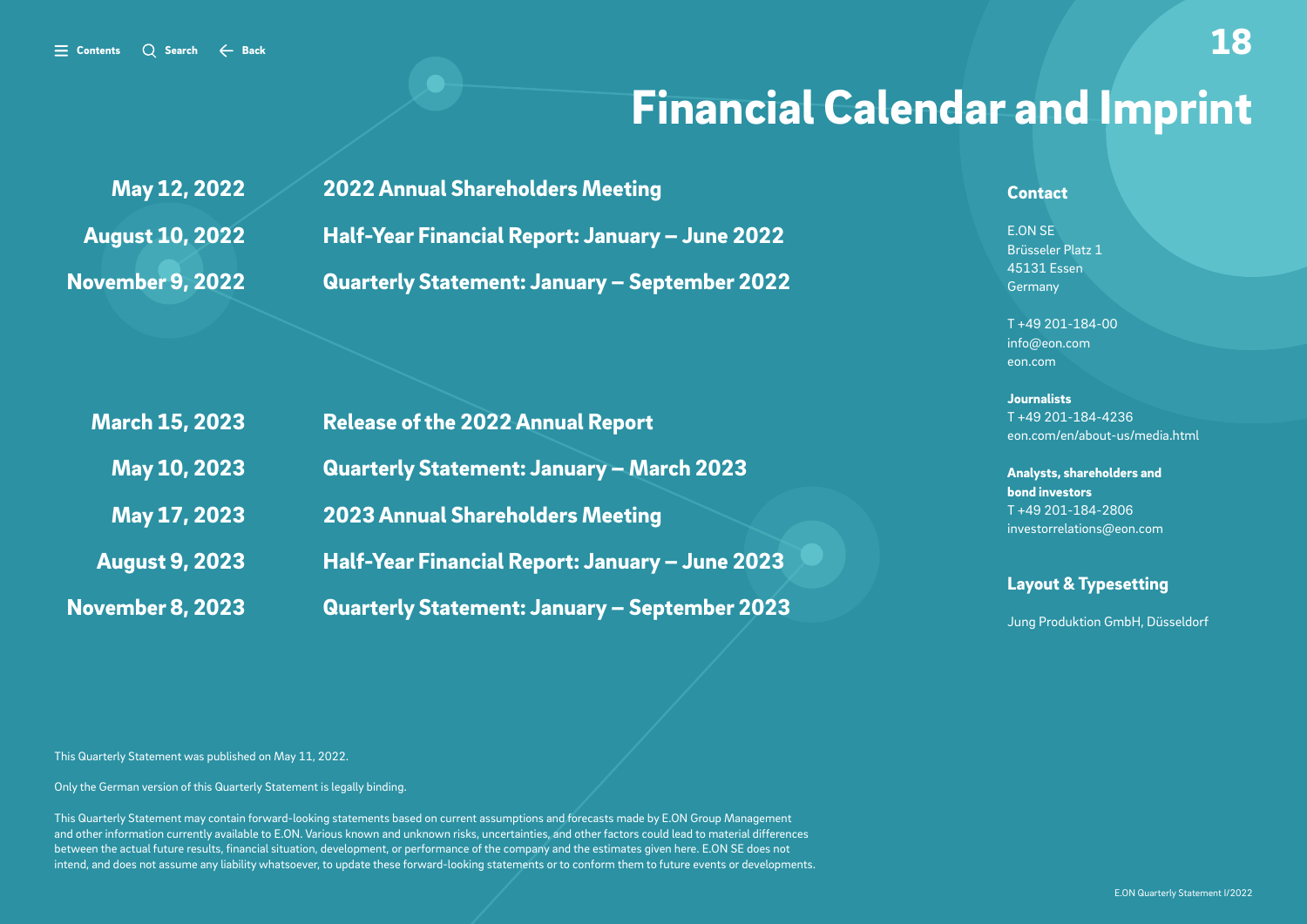# Financial Calendar and Imprint

| | |
|---|---|
| May 12, 2022 | 2022 Annual Shareholders Meeting |
| August 10, 2022 | Half-Year Financial Report: January – June 2022 |
| November 9, 2022 | Quarterly Statement: January – September 2022 |
| March 15, 2023 | Release of the 2022 Annual Report |
| May 10, 2023 | Quarterly Statement: January – March 2023 |
| May 17, 2023 | 2023 Annual Shareholders Meeting |
| August 9, 2023 | Half-Year Financial Report: January – June 2023 |
| November 8, 2023 | Quarterly Statement: January – September 2023 |

## Contact

E.ON SE
Brüsseler Platz 1
45131 Essen
Germany

T +49 201-184-00
info@eon.com
eon.com

**Journalists**
T +49 201-184-4236
eon.com/en/about-us/media.html

**Analysts, shareholders and bond investors**
T +49 201-184-2806
investorrelations@eon.com

## Layout & Typesetting

Jung Produktion GmbH, Düsseldorf

This Quarterly Statement was published on May 11, 2022.

Only the German version of this Quarterly Statement is legally binding.

This Quarterly Statement may contain forward-looking statements based on current assumptions and forecasts made by E.ON Group Management and other information currently available to E.ON. Various known and unknown risks, uncertainties, and other factors could lead to material differences between the actual future results, financial situation, development, or performance of the company and the estimates given here. E.ON SE does not intend, and does not assume any liability whatsoever, to update these forward-looking statements or to conform them to future events or developments.